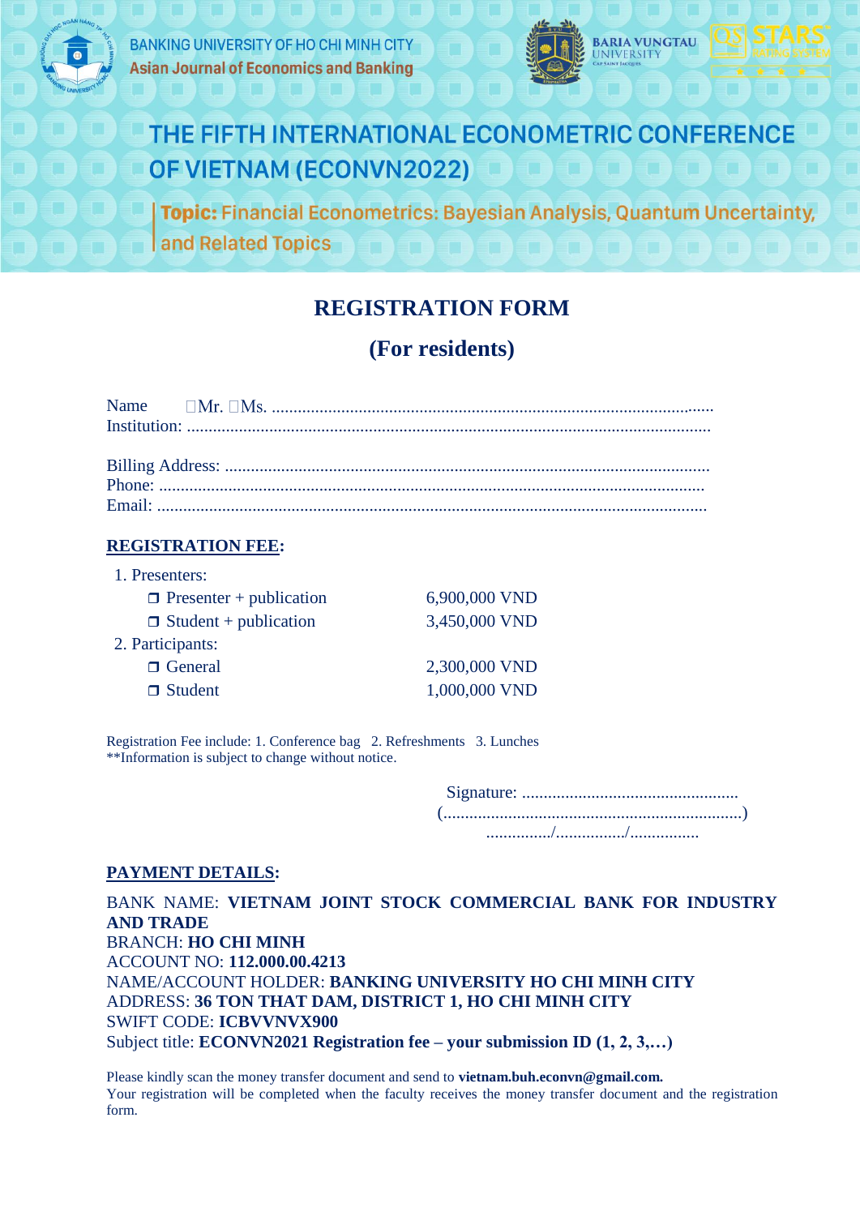BANKING UNIVERSITY OF HO CHI MINH CITY
Asian Journal of Economics and Banking

BARIA VUNGTAU UNIVERSITY

QS STARS RATING SYSTEM

# THE FIFTH INTERNATIONAL ECONOMETRIC CONFERENCE OF VIETNAM (ECONVN2022)

**Topic:** Financial Econometrics: Bayesian Analysis, Quantum Uncertainty, and Related Topics

## REGISTRATION FORM

## (For residents)

Name ☐Mr. ☐Ms. ........................................................................................................
Institution: ...............................................................................................................

Billing Address: ......................................................................................................
Phone: .....................................................................................................................
Email: .......................................................................................................................

**REGISTRATION FEE:**

1. Presenters:
   - ☐ Presenter + publication 6,900,000 VND
   - ☐ Student + publication 3,450,000 VND
2. Participants:
   - ☐ General 2,300,000 VND
   - ☐ Student 1,000,000 VND

Registration Fee include: 1. Conference bag 2. Refreshments 3. Lunches
**Information is subject to change without notice.

Signature: ..................................................
(.....................................................................)
................/................./................

**PAYMENT DETAILS:**

BANK NAME: **VIETNAM JOINT STOCK COMMERCIAL BANK FOR INDUSTRY AND TRADE**
BRANCH: **HO CHI MINH**
ACCOUNT NO: **112.000.00.4213**
NAME/ACCOUNT HOLDER: **BANKING UNIVERSITY HO CHI MINH CITY**
ADDRESS: **36 TON THAT DAM, DISTRICT 1, HO CHI MINH CITY**
SWIFT CODE: **ICBVVNVX900**
Subject title: **ECONVN2021 Registration fee – your submission ID (1, 2, 3,…)**

Please kindly scan the money transfer document and send to **vietnam.buh.econvn@gmail.com.**
Your registration will be completed when the faculty receives the money transfer document and the registration form.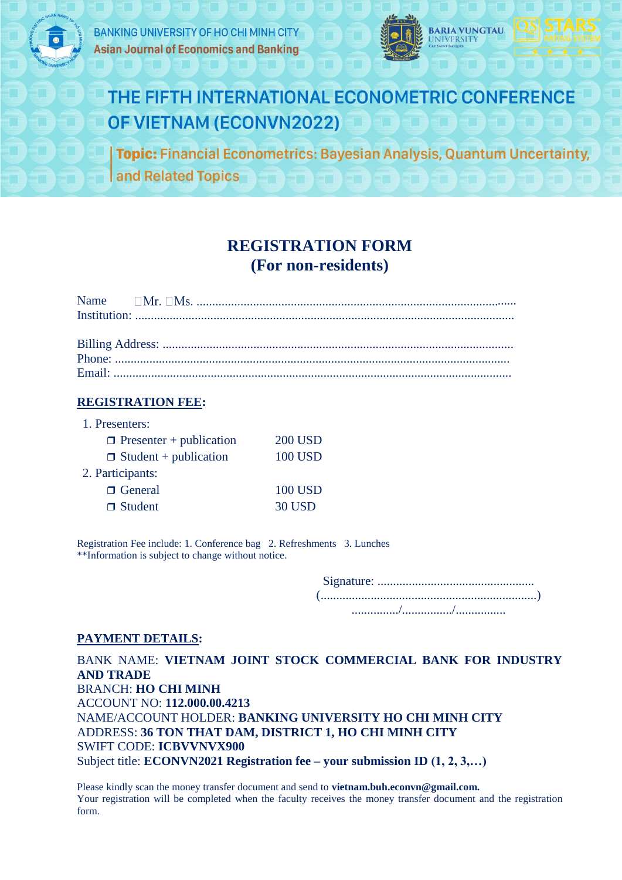BANKING UNIVERSITY OF HO CHI MINH CITY
Asian Journal of Economics and Banking

BARIA VUNGTAU UNIVERSITY

# THE FIFTH INTERNATIONAL ECONOMETRIC CONFERENCE OF VIETNAM (ECONVN2022)

**Topic:** Financial Econometrics: Bayesian Analysis, Quantum Uncertainty, and Related Topics

## REGISTRATION FORM
## (For non-residents)

Name ☐Mr. ☐Ms. .......................................................................................................
Institution: .......................................................................................................................

Billing Address: ..............................................................................................................
Phone: .............................................................................................................................
Email: ..............................................................................................................................

**REGISTRATION FEE:**

1. Presenters:
   - ❒ Presenter + publication 200 USD
   - ❒ Student + publication 100 USD
2. Participants:
   - ❒ General 100 USD
   - ❒ Student 30 USD

Registration Fee include: 1. Conference bag 2. Refreshments 3. Lunches
**Information is subject to change without notice.

Signature: ..................................................
(.....................................................................)
.............../................/................

**PAYMENT DETAILS:**

BANK NAME: **VIETNAM JOINT STOCK COMMERCIAL BANK FOR INDUSTRY AND TRADE**
BRANCH: **HO CHI MINH**
ACCOUNT NO: **112.000.00.4213**
NAME/ACCOUNT HOLDER: **BANKING UNIVERSITY HO CHI MINH CITY**
ADDRESS: **36 TON THAT DAM, DISTRICT 1, HO CHI MINH CITY**
SWIFT CODE: **ICBVVNVX900**
Subject title: **ECONVN2021 Registration fee – your submission ID (1, 2, 3,…)**

Please kindly scan the money transfer document and send to **vietnam.buh.econvn@gmail.com.**
Your registration will be completed when the faculty receives the money transfer document and the registration form.